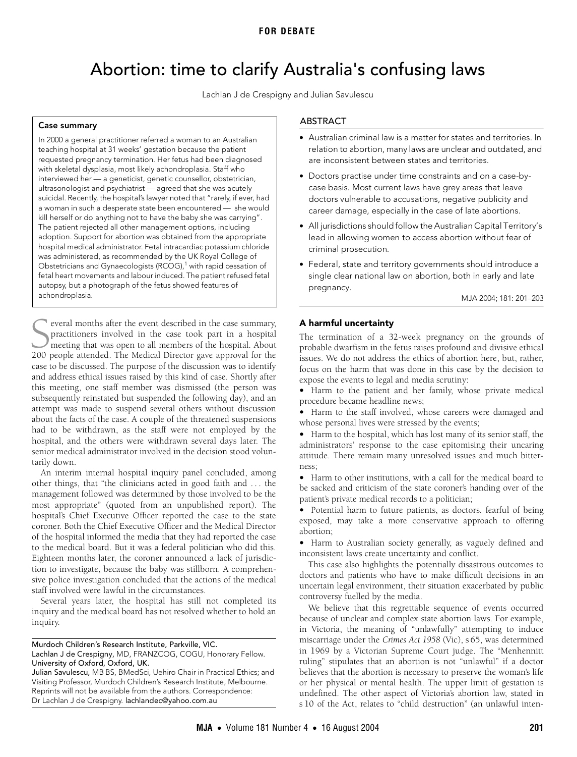FOR DEBATE

# Abortion: time to clarify Australia's confusing laws

Lachlan J de Crespigny and Julian Savulescu

### Case summary

In 2000 a general practitioner referred a woman to an Australian teaching hospital at 31 weeks' gestation because the patient requested pregnancy termination. Her fetus had been diagnosed with skeletal dysplasia, most likely achondroplasia. Staff who interviewed her — a geneticist, genetic counsellor, obstetrician, ultrasonologist and psychiatrist — agreed that she was acutely suicidal. Recently, the hospital's lawyer noted that "rarely, if ever, had a woman in such a desperate state been encountered — she would kill herself or do anything not to have the baby she was carrying". The patient rejected all other management options, including adoption. Support for abortion was obtained from the appropriate hospital medical administrator. Fetal intracardiac potassium chloride was administered, as recommended by the UK Royal College of Obstetricians and Gynaecologists (RCOG),[1] with rapid cessation of fetal heart movements and labour induced. The patient refused fetal autopsy, but a photograph of the fetus showed features of achondroplasia.

### ABSTRACT

- Australian criminal law is a matter for states and territories. In relation to abortion, many laws are unclear and outdated, and are inconsistent between states and territories.
- Doctors practise under time constraints and on a case-by-case basis. Most current laws have grey areas that leave doctors vulnerable to accusations, negative publicity and career damage, especially in the case of late abortions.
- All jurisdictions should follow the Australian Capital Territory's lead in allowing women to access abortion without fear of criminal prosecution.
- Federal, state and territory governments should introduce a single clear national law on abortion, both in early and late pregnancy.

MJA 2004; 181: 201–203

Several months after the event described in the case summary, practitioners involved in the case took part in a hospital meeting that was open to all members of the hospital. About 200 people attended. The Medical Director gave approval for the case to be discussed. The purpose of the discussion was to identify and address ethical issues raised by this kind of case. Shortly after this meeting, one staff member was dismissed (the person was subsequently reinstated but suspended the following day), and an attempt was made to suspend several others without discussion about the facts of the case. A couple of the threatened suspensions had to be withdrawn, as the staff were not employed by the hospital, and the others were withdrawn several days later. The senior medical administrator involved in the decision stood voluntarily down.

An interim internal hospital inquiry panel concluded, among other things, that "the clinicians acted in good faith and . . . the management followed was determined by those involved to be the most appropriate" (quoted from an unpublished report). The hospital's Chief Executive Officer reported the case to the state coroner. Both the Chief Executive Officer and the Medical Director of the hospital informed the media that they had reported the case to the medical board. But it was a federal politician who did this. Eighteen months later, the coroner announced a lack of jurisdiction to investigate, because the baby was stillborn. A comprehensive police investigation concluded that the actions of the medical staff involved were lawful in the circumstances.

Several years later, the hospital has still not completed its inquiry and the medical board has not resolved whether to hold an inquiry.

Murdoch Children's Research Institute, Parkville, VIC.
Lachlan J de Crespigny, MD, FRANZCOG, COGU, Honorary Fellow.
University of Oxford, Oxford, UK.
Julian Savulescu, MB BS, BMedSci, Uehiro Chair in Practical Ethics; and Visiting Professor, Murdoch Children's Research Institute, Melbourne.
Reprints will not be available from the authors. Correspondence: Dr Lachlan J de Crespigny. lachlandec@yahoo.com.au

## A harmful uncertainty

The termination of a 32-week pregnancy on the grounds of probable dwarfism in the fetus raises profound and divisive ethical issues. We do not address the ethics of abortion here, but, rather, focus on the harm that was done in this case by the decision to expose the events to legal and media scrutiny:

- Harm to the patient and her family, whose private medical procedure became headline news;
- Harm to the staff involved, whose careers were damaged and whose personal lives were stressed by the events;
- Harm to the hospital, which has lost many of its senior staff, the administrators' response to the case epitomising their uncaring attitude. There remain many unresolved issues and much bitterness;
- Harm to other institutions, with a call for the medical board to be sacked and criticism of the state coroner's handing over of the patient's private medical records to a politician;
- Potential harm to future patients, as doctors, fearful of being exposed, may take a more conservative approach to offering abortion;
- Harm to Australian society generally, as vaguely defined and inconsistent laws create uncertainty and conflict.

This case also highlights the potentially disastrous outcomes to doctors and patients who have to make difficult decisions in an uncertain legal environment, their situation exacerbated by public controversy fuelled by the media.

We believe that this regrettable sequence of events occurred because of unclear and complex state abortion laws. For example, in Victoria, the meaning of "unlawfully" attempting to induce miscarriage under the *Crimes Act 1958* (Vic), s 65, was determined in 1969 by a Victorian Supreme Court judge. The "Menhennitt ruling" stipulates that an abortion is not "unlawful" if a doctor believes that the abortion is necessary to preserve the woman's life or her physical or mental health. The upper limit of gestation is undefined. The other aspect of Victoria's abortion law, stated in s 10 of the Act, relates to "child destruction" (an unlawful inten-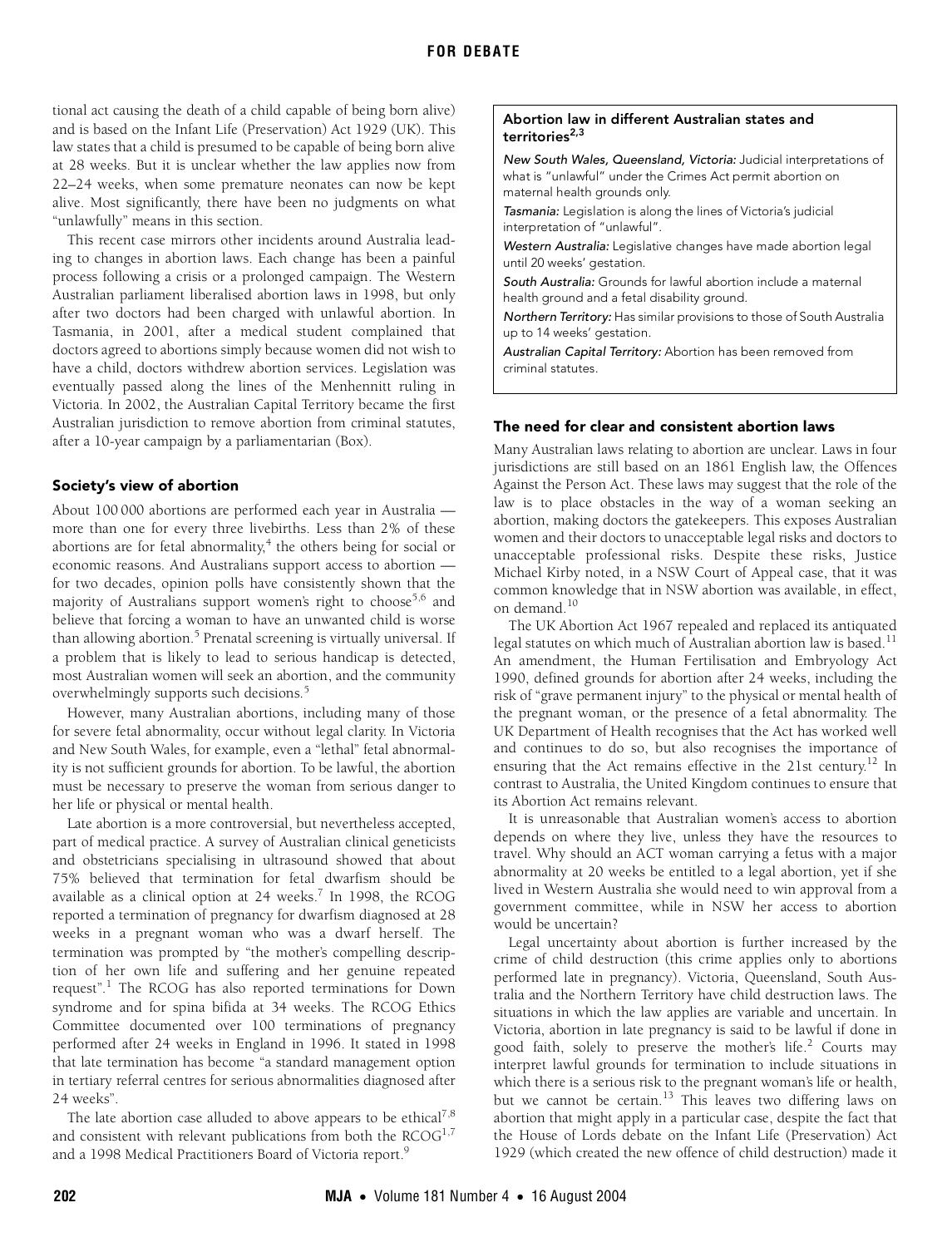tional act causing the death of a child capable of being born alive) and is based on the Infant Life (Preservation) Act 1929 (UK). This law states that a child is presumed to be capable of being born alive at 28 weeks. But it is unclear whether the law applies now from 22–24 weeks, when some premature neonates can now be kept alive. Most significantly, there have been no judgments on what "unlawfully" means in this section.

This recent case mirrors other incidents around Australia leading to changes in abortion laws. Each change has been a painful process following a crisis or a prolonged campaign. The Western Australian parliament liberalised abortion laws in 1998, but only after two doctors had been charged with unlawful abortion. In Tasmania, in 2001, after a medical student complained that doctors agreed to abortions simply because women did not wish to have a child, doctors withdrew abortion services. Legislation was eventually passed along the lines of the Menhennitt ruling in Victoria. In 2002, the Australian Capital Territory became the first Australian jurisdiction to remove abortion from criminal statutes, after a 10-year campaign by a parliamentarian (Box).

### Society's view of abortion

About 100 000 abortions are performed each year in Australia — more than one for every three livebirths. Less than 2% of these abortions are for fetal abnormality,[4] the others being for social or economic reasons. And Australians support access to abortion — for two decades, opinion polls have consistently shown that the majority of Australians support women's right to choose[5,6] and believe that forcing a woman to have an unwanted child is worse than allowing abortion.[5] Prenatal screening is virtually universal. If a problem that is likely to lead to serious handicap is detected, most Australian women will seek an abortion, and the community overwhelmingly supports such decisions.[5]

However, many Australian abortions, including many of those for severe fetal abnormality, occur without legal clarity. In Victoria and New South Wales, for example, even a "lethal" fetal abnormality is not sufficient grounds for abortion. To be lawful, the abortion must be necessary to preserve the woman from serious danger to her life or physical or mental health.

Late abortion is a more controversial, but nevertheless accepted, part of medical practice. A survey of Australian clinical geneticists and obstetricians specialising in ultrasound showed that about 75% believed that termination for fetal dwarfism should be available as a clinical option at 24 weeks.[7] In 1998, the RCOG reported a termination of pregnancy for dwarfism diagnosed at 28 weeks in a pregnant woman who was a dwarf herself. The termination was prompted by "the mother's compelling description of her own life and suffering and her genuine repeated request".[1] The RCOG has also reported terminations for Down syndrome and for spina bifida at 34 weeks. The RCOG Ethics Committee documented over 100 terminations of pregnancy performed after 24 weeks in England in 1996. It stated in 1998 that late termination has become "a standard management option in tertiary referral centres for serious abnormalities diagnosed after 24 weeks".

The late abortion case alluded to above appears to be ethical[7,8] and consistent with relevant publications from both the RCOG[1,7] and a 1998 Medical Practitioners Board of Victoria report.[9]

> **Abortion law in different Australian states and territories[2,3]**
>
> *New South Wales, Queensland, Victoria:* Judicial interpretations of what is "unlawful" under the Crimes Act permit abortion on maternal health grounds only.
>
> *Tasmania:* Legislation is along the lines of Victoria's judicial interpretation of "unlawful".
>
> *Western Australia:* Legislative changes have made abortion legal until 20 weeks' gestation.
>
> *South Australia:* Grounds for lawful abortion include a maternal health ground and a fetal disability ground.
>
> *Northern Territory:* Has similar provisions to those of South Australia up to 14 weeks' gestation.
>
> *Australian Capital Territory:* Abortion has been removed from criminal statutes.

### The need for clear and consistent abortion laws

Many Australian laws relating to abortion are unclear. Laws in four jurisdictions are still based on an 1861 English law, the Offences Against the Person Act. These laws may suggest that the role of the law is to place obstacles in the way of a woman seeking an abortion, making doctors the gatekeepers. This exposes Australian women and their doctors to unacceptable legal risks and doctors to unacceptable professional risks. Despite these risks, Justice Michael Kirby noted, in a NSW Court of Appeal case, that it was common knowledge that in NSW abortion was available, in effect, on demand.[10]

The UK Abortion Act 1967 repealed and replaced its antiquated legal statutes on which much of Australian abortion law is based.[11] An amendment, the Human Fertilisation and Embryology Act 1990, defined grounds for abortion after 24 weeks, including the risk of "grave permanent injury" to the physical or mental health of the pregnant woman, or the presence of a fetal abnormality. The UK Department of Health recognises that the Act has worked well and continues to do so, but also recognises the importance of ensuring that the Act remains effective in the 21st century.[12] In contrast to Australia, the United Kingdom continues to ensure that its Abortion Act remains relevant.

It is unreasonable that Australian women's access to abortion depends on where they live, unless they have the resources to travel. Why should an ACT woman carrying a fetus with a major abnormality at 20 weeks be entitled to a legal abortion, yet if she lived in Western Australia she would need to win approval from a government committee, while in NSW her access to abortion would be uncertain?

Legal uncertainty about abortion is further increased by the crime of child destruction (this crime applies only to abortions performed late in pregnancy). Victoria, Queensland, South Australia and the Northern Territory have child destruction laws. The situations in which the law applies are variable and uncertain. In Victoria, abortion in late pregnancy is said to be lawful if done in good faith, solely to preserve the mother's life.[2] Courts may interpret lawful grounds for termination to include situations in which there is a serious risk to the pregnant woman's life or health, but we cannot be certain.[13] This leaves two differing laws on abortion that might apply in a particular case, despite the fact that the House of Lords debate on the Infant Life (Preservation) Act 1929 (which created the new offence of child destruction) made it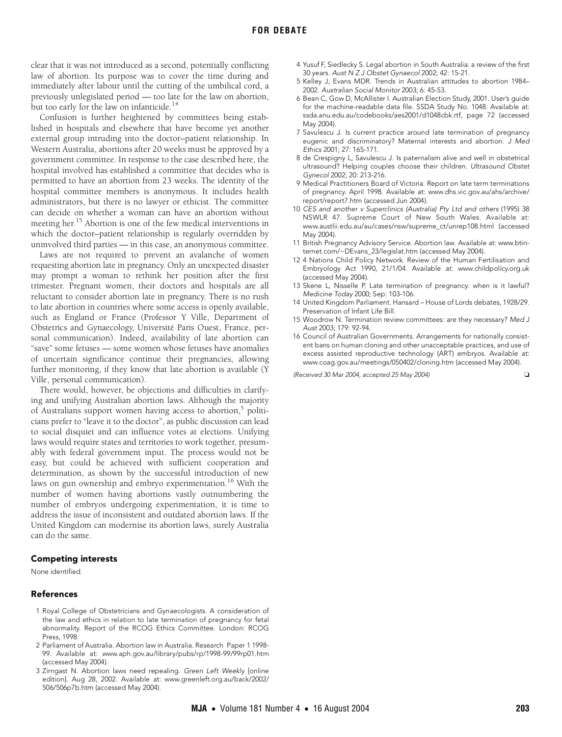clear that it was not introduced as a second, potentially conflicting law of abortion. Its purpose was to cover the time during and immediately after labour until the cutting of the umbilical cord, a previously unlegislated period — too late for the law on abortion, but too early for the law on infanticide.[14]

Confusion is further heightened by committees being established in hospitals and elsewhere that have become yet another external group intruding into the doctor–patient relationship. In Western Australia, abortions after 20 weeks must be approved by a government committee. In response to the case described here, the hospital involved has established a committee that decides who is permitted to have an abortion from 23 weeks. The identity of the hospital committee members is anonymous. It includes health administrators, but there is no lawyer or ethicist. The committee can decide on whether a woman can have an abortion without meeting her.[15] Abortion is one of the few medical interventions in which the doctor–patient relationship is regularly overridden by uninvolved third parties — in this case, an anonymous committee.

Laws are not required to prevent an avalanche of women requesting abortion late in pregnancy. Only an unexpected disaster may prompt a woman to rethink her position after the first trimester. Pregnant women, their doctors and hospitals are all reluctant to consider abortion late in pregnancy. There is no rush to late abortion in countries where some access is openly available, such as England or France (Professor Y Ville, Department of Obstetrics and Gynaecology, Université Paris Ouest, France, personal communication). Indeed, availability of late abortion can "save" some fetuses — some women whose fetuses have anomalies of uncertain significance continue their pregnancies, allowing further monitoring, if they know that late abortion is available (Y Ville, personal communication).

There would, however, be objections and difficulties in clarifying and unifying Australian abortion laws. Although the majority of Australians support women having access to abortion,[5] politicians prefer to "leave it to the doctor", as public discussion can lead to social disquiet and can influence votes at elections. Unifying laws would require states and territories to work together, presumably with federal government input. The process would not be easy, but could be achieved with sufficient cooperation and determination, as shown by the successful introduction of new laws on gun ownership and embryo experimentation.[16] With the number of women having abortions vastly outnumbering the number of embryos undergoing experimentation, it is time to address the issue of inconsistent and outdated abortion laws. If the United Kingdom can modernise its abortion laws, surely Australia can do the same.

## Competing interests

None identified.

## References

1 Royal College of Obstetricians and Gynaecologists. A consideration of the law and ethics in relation to late termination of pregnancy for fetal abnormality. Report of the RCOG Ethics Committee. London: RCOG Press, 1998.

2 Parliament of Australia. Abortion law in Australia. Research Paper 1 1998-99. Available at: www.aph.gov.au/library/pubs/rp/1998-99/99rp01.htm (accessed May 2004).

3 Zirngast N. Abortion laws need repealing. *Green Left Weekly* [online edition]. Aug 28, 2002. Available at: www.greenleft.org.au/back/2002/506/506p7b.htm (accessed May 2004).

4 Yusuf F, Siedlecky S. Legal abortion in South Australia: a review of the first 30 years. *Aust N Z J Obstet Gynaecol* 2002; 42: 15-21.

5 Kelley J, Evans MDR. Trends in Australian attitudes to abortion 1984–2002. *Australian Social Monitor* 2003; 6: 45-53.

6 Bean C, Gow D, McAllister I. Australian Election Study, 2001. User's guide for the machine-readable data file. SSDA Study No. 1048. Available at: ssda.anu.edu.au/codebooks/aes2001/d1048cbk.rtf, page 72 (accessed May 2004).

7 Savulescu J. Is current practice around late termination of pregnancy eugenic and discriminatory? Maternal interests and abortion. *J Med Ethics* 2001; 27: 165-171.

8 de Crespigny L, Savulescu J. Is paternalism alive and well in obstetrical ultrasound? Helping couples choose their children. *Ultrasound Obstet Gynecol* 2002; 20: 213-216.

9 Medical Practitioners Board of Victoria. Report on late term terminations of pregnancy. April 1998. Available at: www.dhs.vic.gov.au/ahs/archive/report/report7.htm (accessed Jun 2004).

10 *CES and another v Superclinics (Australia) Pty Ltd and others* (1995) 38 NSWLR 47. Supreme Court of New South Wales. Available at: www.austlii.edu.au/au/cases/nsw/supreme_ct/unrep108.html (accessed May 2004).

11 British Pregnancy Advisory Service. Abortion law. Available at: www.btinternet.com/~DEvans_23/legislat.htm (accessed May 2004).

12 4 Nations Child Policy Network. Review of the Human Fertilisation and Embryology Act 1990, 21/1/04. Available at: www.childpolicy.org.uk (accessed May 2004).

13 Skene L, Nisselle P. Late termination of pregnancy: when is it lawful? *Medicine Today* 2000; Sep: 103-106.

14 United Kingdom Parliament. Hansard – House of Lords debates, 1928/29. Preservation of Infant Life Bill.

15 Woodrow N. Termination review committees: are they necessary? *Med J Aust* 2003; 179: 92-94.

16 Council of Australian Governments. Arrangements for nationally consistent bans on human cloning and other unacceptable practices, and use of excess assisted reproductive technology (ART) embryos. Available at: www.coag.gov.au/meetings/050402/cloning.htm (accessed May 2004).

*(Received 30 Mar 2004, accepted 25 May 2004)*